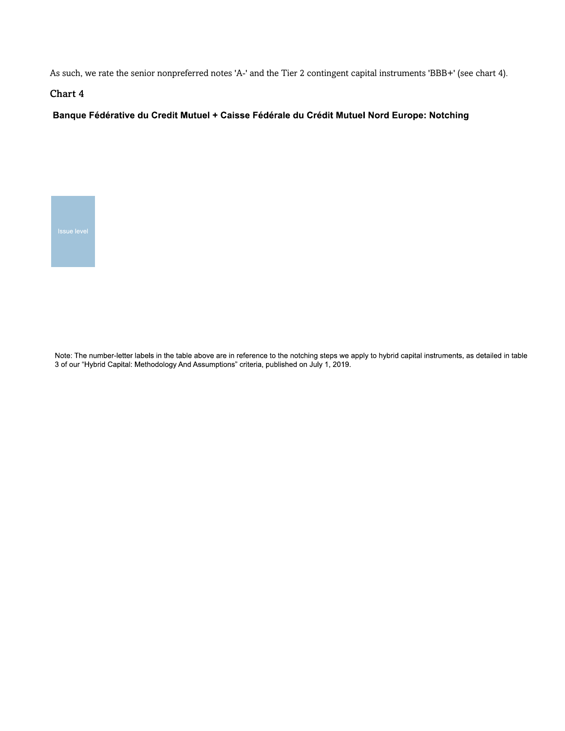As such, we rate the senior nonpreferred notes 'A-' and the Tier 2 contingent capital instruments 'BBB+' (see chart 4).

### Chart 4

**Banque Fédérative du Credit Mutuel + Caisse Fédérale du Crédit Mutuel Nord Europe: Notching**

Issue level

Note: The number-letter labels in the table above are in reference to the notching steps we apply to hybrid capital instruments, as detailed in table 3 of our “Hybrid Capital: Methodology And Assumptions” criteria, published on July 1, 2019.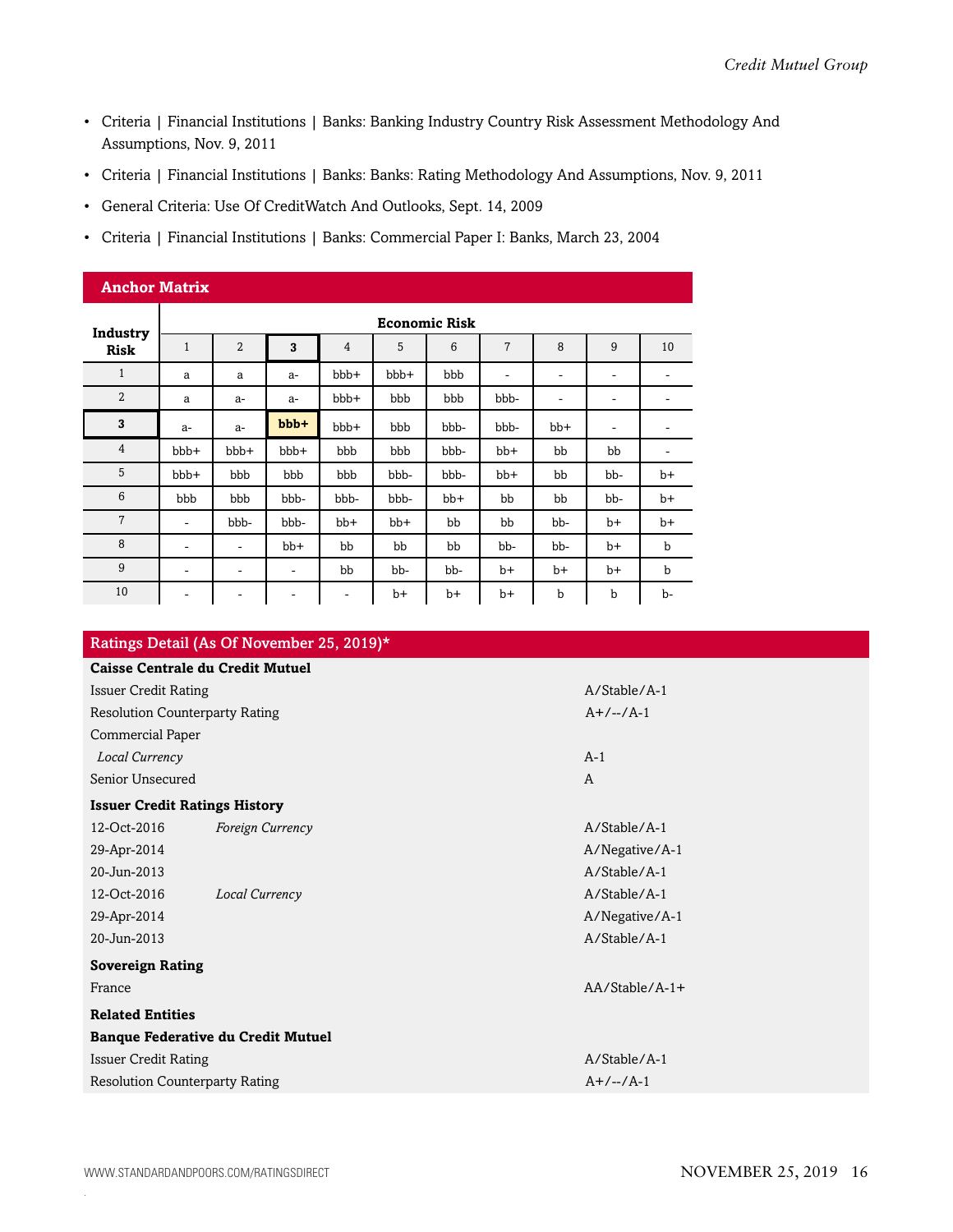- Criteria | Financial Institutions | Banks: Banking Industry Country Risk Assessment Methodology And Assumptions, Nov. 9, 2011
- Criteria | Financial Institutions | Banks: Banks: Rating Methodology And Assumptions, Nov. 9, 2011
- General Criteria: Use Of CreditWatch And Outlooks, Sept. 14, 2009
- Criteria | Financial Institutions | Banks: Commercial Paper I: Banks, March 23, 2004

### Anchor Matrix

| Industry Risk | Economic Risk | | | | | | | | | |
|---|---|---|---|---|---|---|---|---|---|---|
| | 1 | 2 | **3** | 4 | 5 | 6 | 7 | 8 | 9 | 10 |
| 1 | a | a | a- | bbb+ | bbb+ | bbb | - | - | - | - |
| 2 | a | a- | a- | bbb+ | bbb | bbb | bbb- | - | - | - |
| **3** | a- | a- | **bbb+** | bbb+ | bbb | bbb- | bbb- | bb+ | - | - |
| 4 | bbb+ | bbb+ | bbb+ | bbb | bbb | bbb- | bb+ | bb | bb | - |
| 5 | bbb+ | bbb | bbb | bbb | bbb- | bbb- | bb+ | bb | bb- | b+ |
| 6 | bbb | bbb | bbb- | bbb- | bbb- | bb+ | bb | bb | bb- | b+ |
| 7 | - | bbb- | bbb- | bb+ | bb+ | bb | bb | bb- | b+ | b+ |
| 8 | - | - | bb+ | bb | bb | bb | bb- | bb- | b+ | b |
| 9 | - | - | - | bb | bb- | bb- | b+ | b+ | b+ | b |
| 10 | - | - | - | - | b+ | b+ | b+ | b | b | b- |

### Ratings Detail (As Of November 25, 2019)*

| | | |
|---|---|---|
| **Caisse Centrale du Credit Mutuel** | | |
| Issuer Credit Rating | | A/Stable/A-1 |
| Resolution Counterparty Rating | | A+/--/A-1 |
| Commercial Paper | | |
| *Local Currency* | | A-1 |
| Senior Unsecured | | A |
| **Issuer Credit Ratings History** | | |
| 12-Oct-2016 | *Foreign Currency* | A/Stable/A-1 |
| 29-Apr-2014 | | A/Negative/A-1 |
| 20-Jun-2013 | | A/Stable/A-1 |
| 12-Oct-2016 | *Local Currency* | A/Stable/A-1 |
| 29-Apr-2014 | | A/Negative/A-1 |
| 20-Jun-2013 | | A/Stable/A-1 |
| **Sovereign Rating** | | |
| France | | AA/Stable/A-1+ |
| **Related Entities** | | |
| **Banque Federative du Credit Mutuel** | | |
| Issuer Credit Rating | | A/Stable/A-1 |
| Resolution Counterparty Rating | | A+/--/A-1 |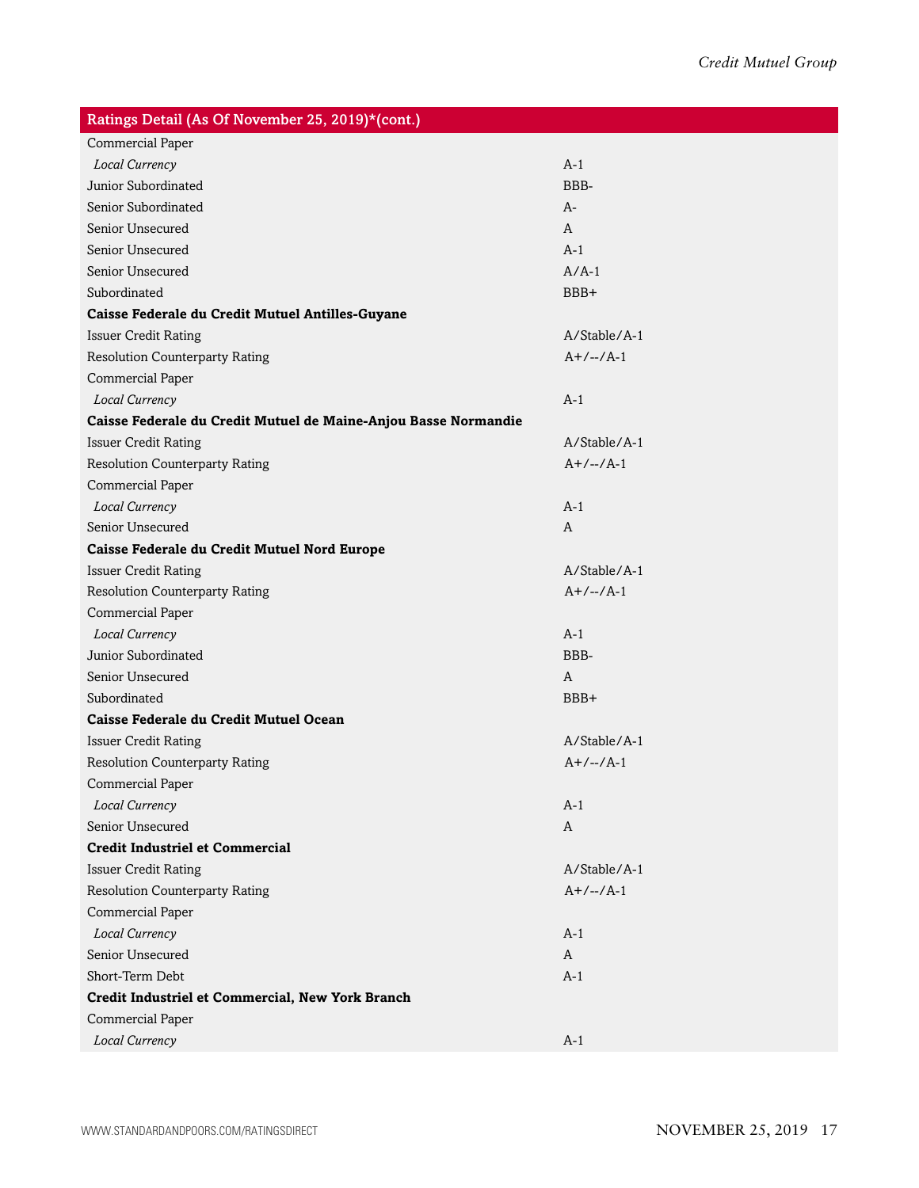| Ratings Detail (As Of November 25, 2019)*(cont.) | |
|---|---|
| Commercial Paper | |
| *Local Currency* | A-1 |
| Junior Subordinated | BBB- |
| Senior Subordinated | A- |
| Senior Unsecured | A |
| Senior Unsecured | A-1 |
| Senior Unsecured | A/A-1 |
| Subordinated | BBB+ |
| **Caisse Federale du Credit Mutuel Antilles-Guyane** | |
| Issuer Credit Rating | A/Stable/A-1 |
| Resolution Counterparty Rating | A+/--/A-1 |
| Commercial Paper | |
| *Local Currency* | A-1 |
| **Caisse Federale du Credit Mutuel de Maine-Anjou Basse Normandie** | |
| Issuer Credit Rating | A/Stable/A-1 |
| Resolution Counterparty Rating | A+/--/A-1 |
| Commercial Paper | |
| *Local Currency* | A-1 |
| Senior Unsecured | A |
| **Caisse Federale du Credit Mutuel Nord Europe** | |
| Issuer Credit Rating | A/Stable/A-1 |
| Resolution Counterparty Rating | A+/--/A-1 |
| Commercial Paper | |
| *Local Currency* | A-1 |
| Junior Subordinated | BBB- |
| Senior Unsecured | A |
| Subordinated | BBB+ |
| **Caisse Federale du Credit Mutuel Ocean** | |
| Issuer Credit Rating | A/Stable/A-1 |
| Resolution Counterparty Rating | A+/--/A-1 |
| Commercial Paper | |
| *Local Currency* | A-1 |
| Senior Unsecured | A |
| **Credit Industriel et Commercial** | |
| Issuer Credit Rating | A/Stable/A-1 |
| Resolution Counterparty Rating | A+/--/A-1 |
| Commercial Paper | |
| *Local Currency* | A-1 |
| Senior Unsecured | A |
| Short-Term Debt | A-1 |
| **Credit Industriel et Commercial, New York Branch** | |
| Commercial Paper | |
| *Local Currency* | A-1 |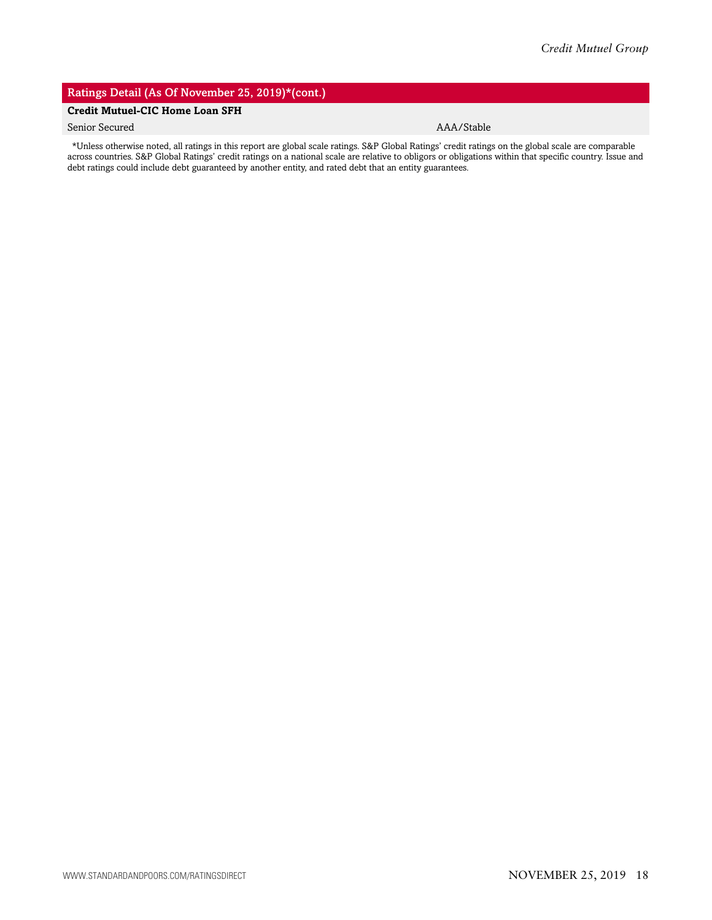| Ratings Detail (As Of November 25, 2019)*(cont.) | |
|---|---|
| **Credit Mutuel-CIC Home Loan SFH** | |
| Senior Secured | AAA/Stable |

*Unless otherwise noted, all ratings in this report are global scale ratings. S&P Global Ratings' credit ratings on the global scale are comparable across countries. S&P Global Ratings' credit ratings on a national scale are relative to obligors or obligations within that specific country. Issue and debt ratings could include debt guaranteed by another entity, and rated debt that an entity guarantees.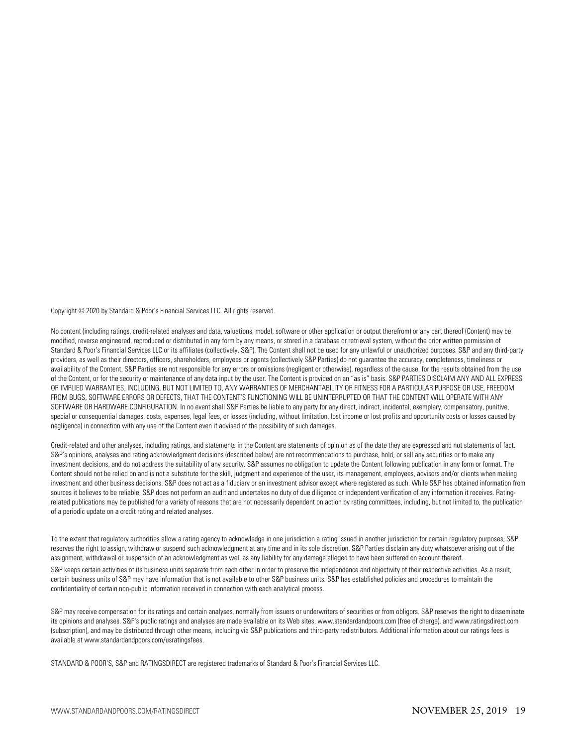Copyright © 2020 by Standard & Poor's Financial Services LLC. All rights reserved.

No content (including ratings, credit-related analyses and data, valuations, model, software or other application or output therefrom) or any part thereof (Content) may be modified, reverse engineered, reproduced or distributed in any form by any means, or stored in a database or retrieval system, without the prior written permission of Standard & Poor's Financial Services LLC or its affiliates (collectively, S&P). The Content shall not be used for any unlawful or unauthorized purposes. S&P and any third-party providers, as well as their directors, officers, shareholders, employees or agents (collectively S&P Parties) do not guarantee the accuracy, completeness, timeliness or availability of the Content. S&P Parties are not responsible for any errors or omissions (negligent or otherwise), regardless of the cause, for the results obtained from the use of the Content, or for the security or maintenance of any data input by the user. The Content is provided on an "as is" basis. S&P PARTIES DISCLAIM ANY AND ALL EXPRESS OR IMPLIED WARRANTIES, INCLUDING, BUT NOT LIMITED TO, ANY WARRANTIES OF MERCHANTABILITY OR FITNESS FOR A PARTICULAR PURPOSE OR USE, FREEDOM FROM BUGS, SOFTWARE ERRORS OR DEFECTS, THAT THE CONTENT'S FUNCTIONING WILL BE UNINTERRUPTED OR THAT THE CONTENT WILL OPERATE WITH ANY SOFTWARE OR HARDWARE CONFIGURATION. In no event shall S&P Parties be liable to any party for any direct, indirect, incidental, exemplary, compensatory, punitive, special or consequential damages, costs, expenses, legal fees, or losses (including, without limitation, lost income or lost profits and opportunity costs or losses caused by negligence) in connection with any use of the Content even if advised of the possibility of such damages.

Credit-related and other analyses, including ratings, and statements in the Content are statements of opinion as of the date they are expressed and not statements of fact. S&P's opinions, analyses and rating acknowledgment decisions (described below) are not recommendations to purchase, hold, or sell any securities or to make any investment decisions, and do not address the suitability of any security. S&P assumes no obligation to update the Content following publication in any form or format. The Content should not be relied on and is not a substitute for the skill, judgment and experience of the user, its management, employees, advisors and/or clients when making investment and other business decisions. S&P does not act as a fiduciary or an investment advisor except where registered as such. While S&P has obtained information from sources it believes to be reliable, S&P does not perform an audit and undertakes no duty of due diligence or independent verification of any information it receives. Rating-related publications may be published for a variety of reasons that are not necessarily dependent on action by rating committees, including, but not limited to, the publication of a periodic update on a credit rating and related analyses.

To the extent that regulatory authorities allow a rating agency to acknowledge in one jurisdiction a rating issued in another jurisdiction for certain regulatory purposes, S&P reserves the right to assign, withdraw or suspend such acknowledgment at any time and in its sole discretion. S&P Parties disclaim any duty whatsoever arising out of the assignment, withdrawal or suspension of an acknowledgment as well as any liability for any damage alleged to have been suffered on account thereof.

S&P keeps certain activities of its business units separate from each other in order to preserve the independence and objectivity of their respective activities. As a result, certain business units of S&P may have information that is not available to other S&P business units. S&P has established policies and procedures to maintain the confidentiality of certain non-public information received in connection with each analytical process.

S&P may receive compensation for its ratings and certain analyses, normally from issuers or underwriters of securities or from obligors. S&P reserves the right to disseminate its opinions and analyses. S&P's public ratings and analyses are made available on its Web sites, www.standardandpoors.com (free of charge), and www.ratingsdirect.com (subscription), and may be distributed through other means, including via S&P publications and third-party redistributors. Additional information about our ratings fees is available at www.standardandpoors.com/usratingsfees.

STANDARD & POOR'S, S&P and RATINGSDIRECT are registered trademarks of Standard & Poor's Financial Services LLC.